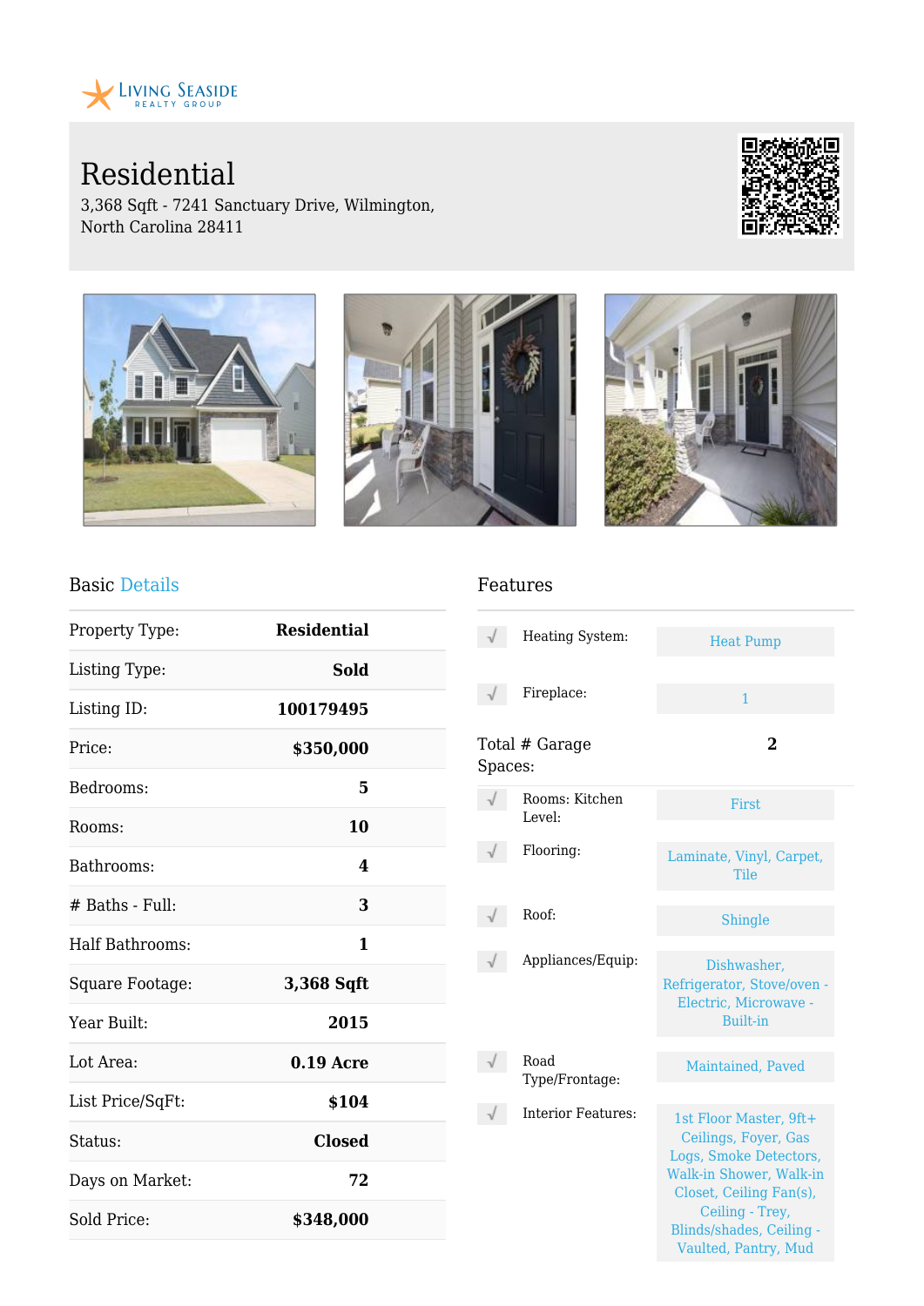Living Seaside Realty Group

# Residential

3,368 Sqft - 7241 Sanctuary Drive, Wilmington, North Carolina 28411

## Basic Details

| | |
|---|---|
| Property Type: | **Residential** |
| Listing Type: | **Sold** |
| Listing ID: | **100179495** |
| Price: | **$350,000** |
| Bedrooms: | **5** |
| Rooms: | **10** |
| Bathrooms: | **4** |
| # Baths - Full: | **3** |
| Half Bathrooms: | **1** |
| Square Footage: | **3,368 Sqft** |
| Year Built: | **2015** |
| Lot Area: | **0.19 Acre** |
| List Price/SqFt: | **$104** |
| Status: | **Closed** |
| Days on Market: | **72** |
| Sold Price: | **$348,000** |

## Features

| | |
|---|---|
| Heating System: | Heat Pump |
| Fireplace: | 1 |
| Total # Garage Spaces: | **2** |
| Rooms: Kitchen Level: | First |
| Flooring: | Laminate, Vinyl, Carpet, Tile |
| Roof: | Shingle |
| Appliances/Equip: | Dishwasher, Refrigerator, Stove/oven - Electric, Microwave - Built-in |
| Road Type/Frontage: | Maintained, Paved |
| Interior Features: | 1st Floor Master, 9ft+ Ceilings, Foyer, Gas Logs, Smoke Detectors, Walk-in Shower, Walk-in Closet, Ceiling Fan(s), Ceiling - Trey, Blinds/shades, Ceiling - Vaulted, Pantry, Mud |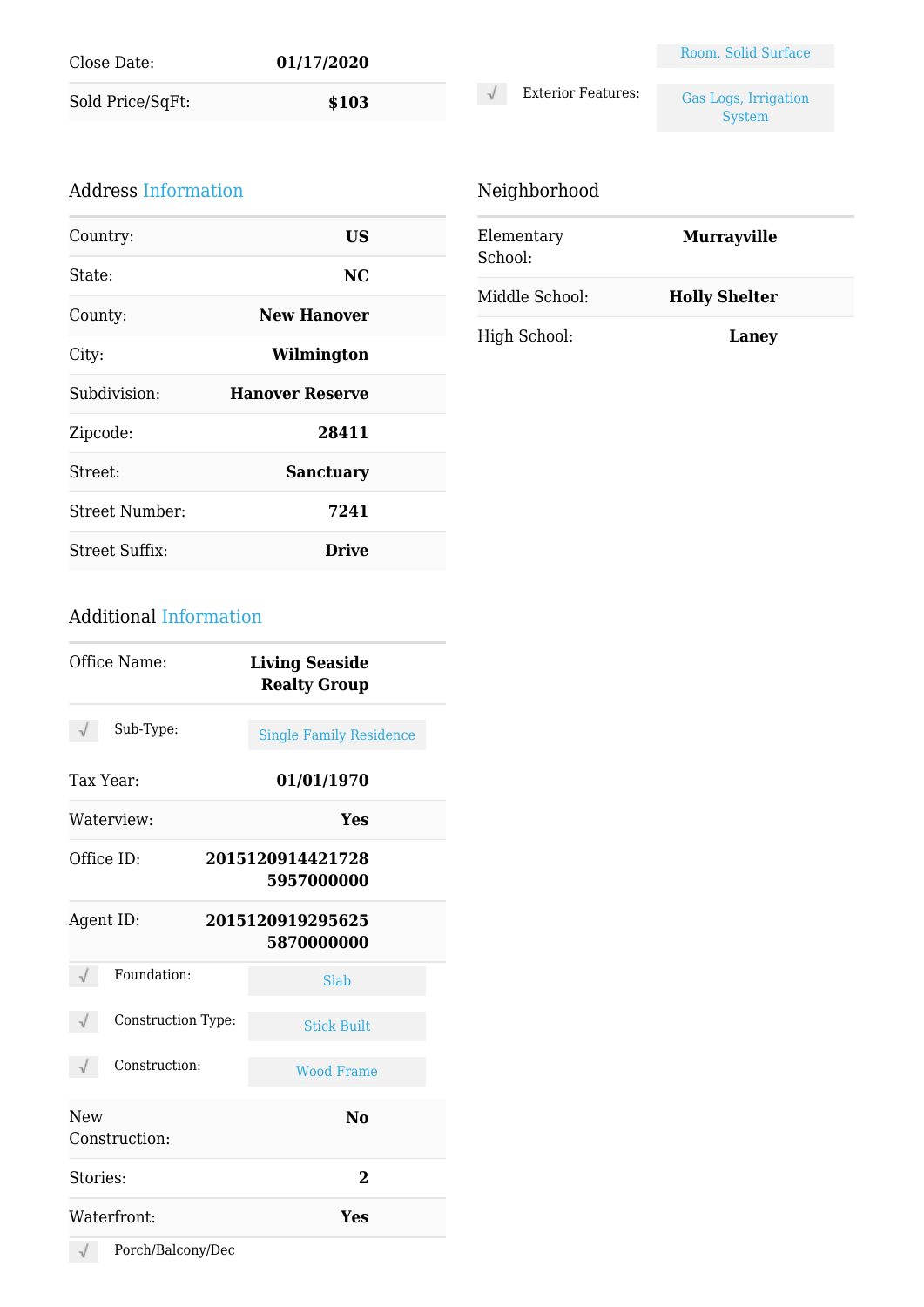| | |
|---|---|
| Close Date: | **01/17/2020** |
| Sold Price/SqFt: | **$103** |

Room, Solid Surface

| | |
|---|---|
| Exterior Features: | Gas Logs, Irrigation System |

## Address Information

| | |
|---|---|
| Country: | **US** |
| State: | **NC** |
| County: | **New Hanover** |
| City: | **Wilmington** |
| Subdivision: | **Hanover Reserve** |
| Zipcode: | **28411** |
| Street: | **Sanctuary** |
| Street Number: | **7241** |
| Street Suffix: | **Drive** |

## Additional Information

| | |
|---|---|
| Office Name: | **Living Seaside Realty Group** |
| Sub-Type: | Single Family Residence |
| Tax Year: | **01/01/1970** |
| Waterview: | **Yes** |
| Office ID: | **20151209144217285957000000** |
| Agent ID: | **20151209192956255870000000** |
| Foundation: | Slab |
| Construction Type: | Stick Built |
| Construction: | Wood Frame |
| New Construction: | **No** |
| Stories: | **2** |
| Waterfront: | **Yes** |
| Porch/Balcony/Dec | |

## Neighborhood

| | |
|---|---|
| Elementary School: | **Murrayville** |
| Middle School: | **Holly Shelter** |
| High School: | **Laney** |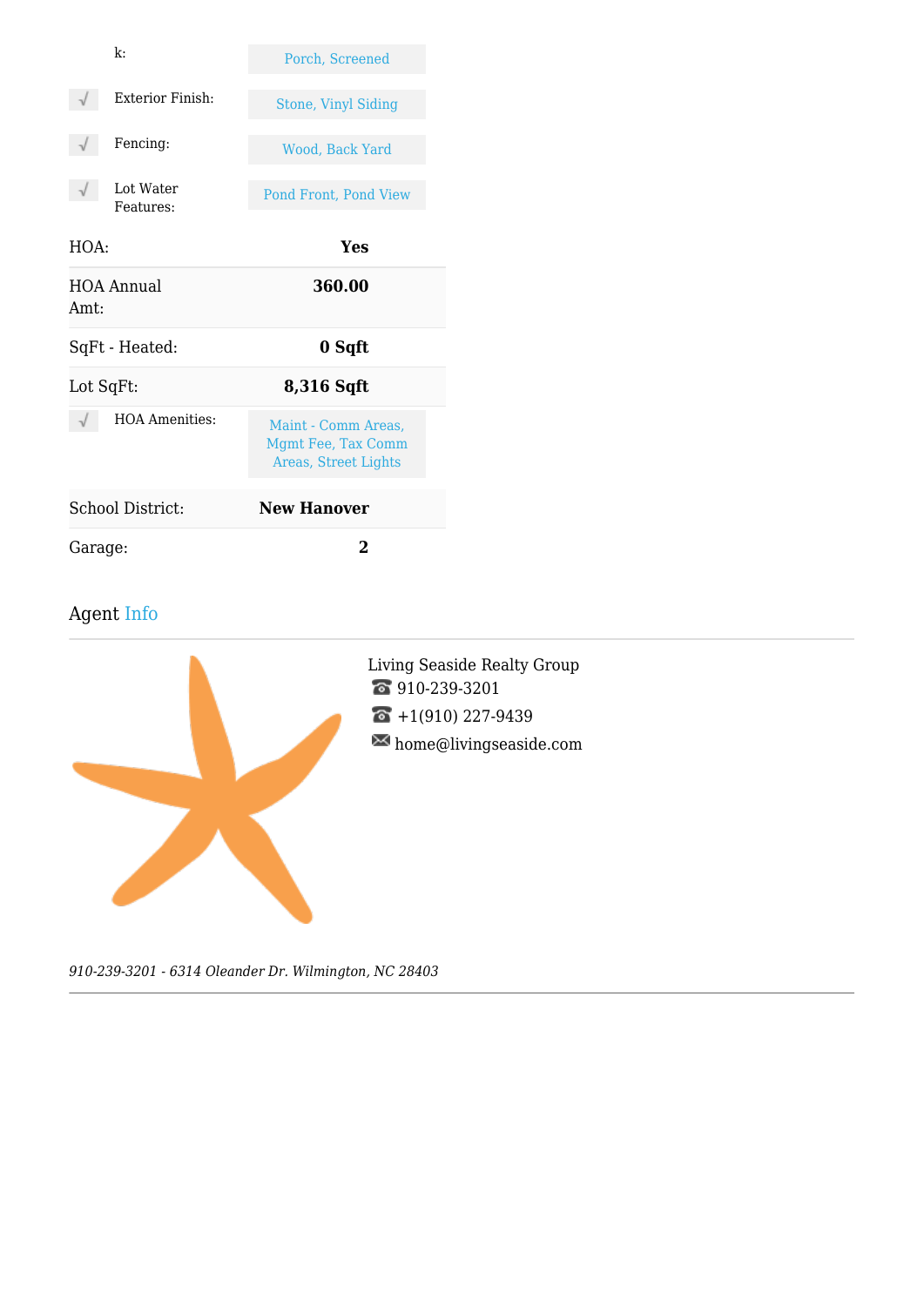| | | |
|---|---|---|
| | k: | Porch, Screened |
| √ | Exterior Finish: | Stone, Vinyl Siding |
| √ | Fencing: | Wood, Back Yard |
| √ | Lot Water Features: | Pond Front, Pond View |

| | |
|---|---|
| HOA: | **Yes** |
| HOA Annual Amt: | **360.00** |
| SqFt - Heated: | **0 Sqft** |
| Lot SqFt: | **8,316 Sqft** |

| | | |
|---|---|---|
| √ | HOA Amenities: | Maint - Comm Areas, Mgmt Fee, Tax Comm Areas, Street Lights |

| | |
|---|---|
| School District: | **New Hanover** |
| Garage: | **2** |

## Agent Info

Living Seaside Realty Group
☎ 910-239-3201
☎ +1(910) 227-9439
✉ home@livingseaside.com

*910-239-3201 - 6314 Oleander Dr. Wilmington, NC 28403*